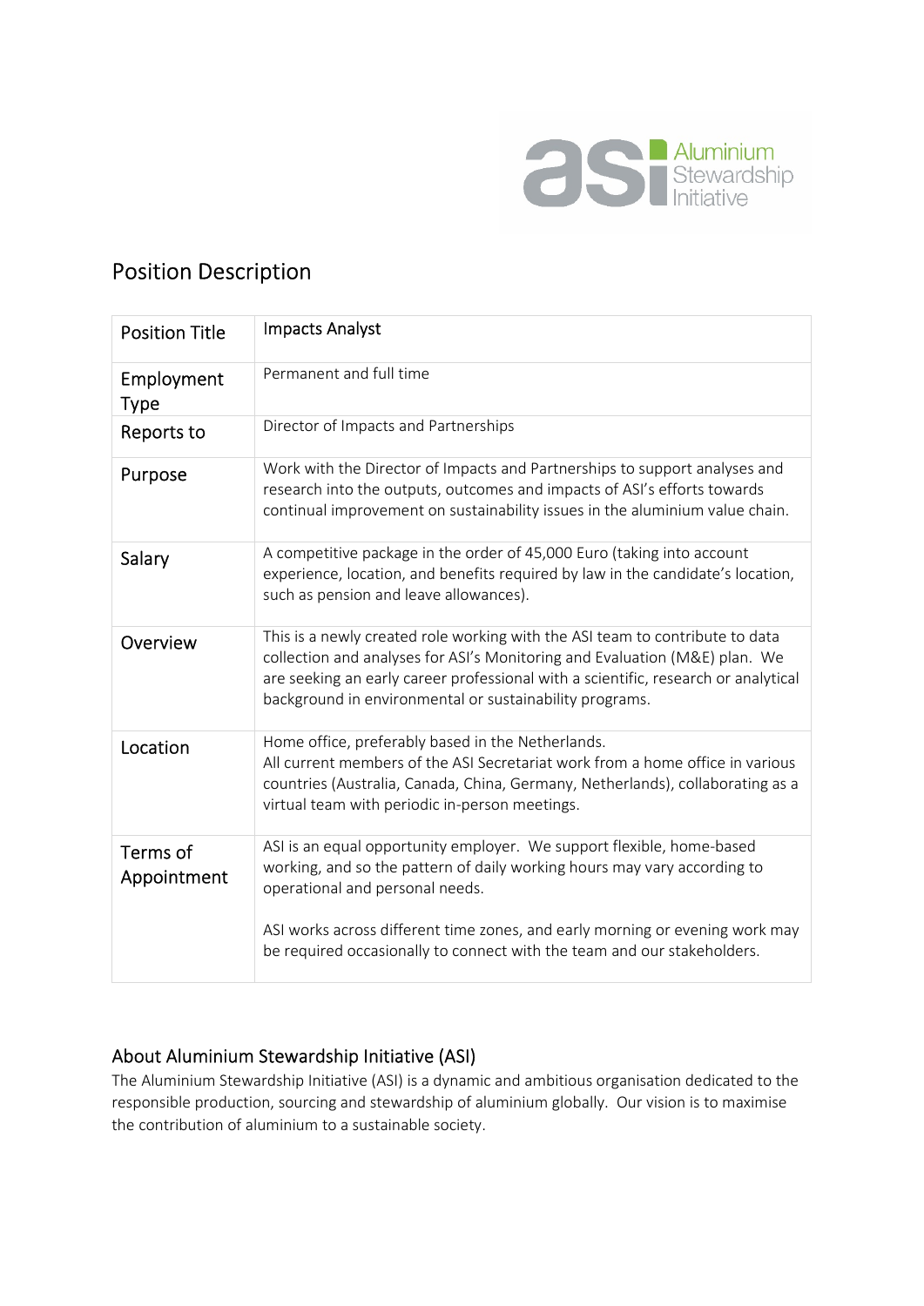# Position Description

| Position Title | Impacts Analyst |
|---|---|
| Employment Type | Permanent and full time |
| Reports to | Director of Impacts and Partnerships |
| Purpose | Work with the Director of Impacts and Partnerships to support analyses and research into the outputs, outcomes and impacts of ASI's efforts towards continual improvement on sustainability issues in the aluminium value chain. |
| Salary | A competitive package in the order of 45,000 Euro (taking into account experience, location, and benefits required by law in the candidate's location, such as pension and leave allowances). |
| Overview | This is a newly created role working with the ASI team to contribute to data collection and analyses for ASI's Monitoring and Evaluation (M&E) plan. We are seeking an early career professional with a scientific, research or analytical background in environmental or sustainability programs. |
| Location | Home office, preferably based in the Netherlands.<br>All current members of the ASI Secretariat work from a home office in various countries (Australia, Canada, China, Germany, Netherlands), collaborating as a virtual team with periodic in-person meetings. |
| Terms of Appointment | ASI is an equal opportunity employer. We support flexible, home-based working, and so the pattern of daily working hours may vary according to operational and personal needs.<br><br>ASI works across different time zones, and early morning or evening work may be required occasionally to connect with the team and our stakeholders. |

## About Aluminium Stewardship Initiative (ASI)

The Aluminium Stewardship Initiative (ASI) is a dynamic and ambitious organisation dedicated to the responsible production, sourcing and stewardship of aluminium globally. Our vision is to maximise the contribution of aluminium to a sustainable society.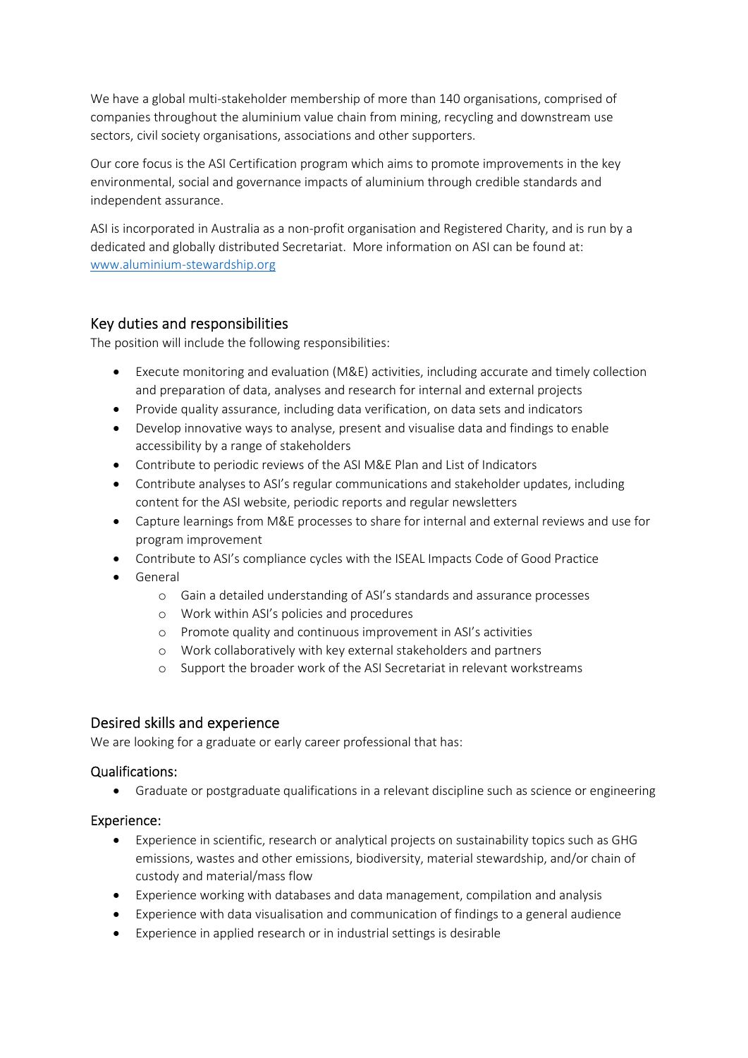We have a global multi-stakeholder membership of more than 140 organisations, comprised of companies throughout the aluminium value chain from mining, recycling and downstream use sectors, civil society organisations, associations and other supporters.

Our core focus is the ASI Certification program which aims to promote improvements in the key environmental, social and governance impacts of aluminium through credible standards and independent assurance.

ASI is incorporated in Australia as a non-profit organisation and Registered Charity, and is run by a dedicated and globally distributed Secretariat. More information on ASI can be found at: [www.aluminium-stewardship.org](www.aluminium-stewardship.org)

## Key duties and responsibilities

The position will include the following responsibilities:

- Execute monitoring and evaluation (M&E) activities, including accurate and timely collection and preparation of data, analyses and research for internal and external projects
- Provide quality assurance, including data verification, on data sets and indicators
- Develop innovative ways to analyse, present and visualise data and findings to enable accessibility by a range of stakeholders
- Contribute to periodic reviews of the ASI M&E Plan and List of Indicators
- Contribute analyses to ASI's regular communications and stakeholder updates, including content for the ASI website, periodic reports and regular newsletters
- Capture learnings from M&E processes to share for internal and external reviews and use for program improvement
- Contribute to ASI's compliance cycles with the ISEAL Impacts Code of Good Practice
- General
  - Gain a detailed understanding of ASI's standards and assurance processes
  - Work within ASI's policies and procedures
  - Promote quality and continuous improvement in ASI's activities
  - Work collaboratively with key external stakeholders and partners
  - Support the broader work of the ASI Secretariat in relevant workstreams

## Desired skills and experience

We are looking for a graduate or early career professional that has:

### Qualifications:

- Graduate or postgraduate qualifications in a relevant discipline such as science or engineering

### Experience:

- Experience in scientific, research or analytical projects on sustainability topics such as GHG emissions, wastes and other emissions, biodiversity, material stewardship, and/or chain of custody and material/mass flow
- Experience working with databases and data management, compilation and analysis
- Experience with data visualisation and communication of findings to a general audience
- Experience in applied research or in industrial settings is desirable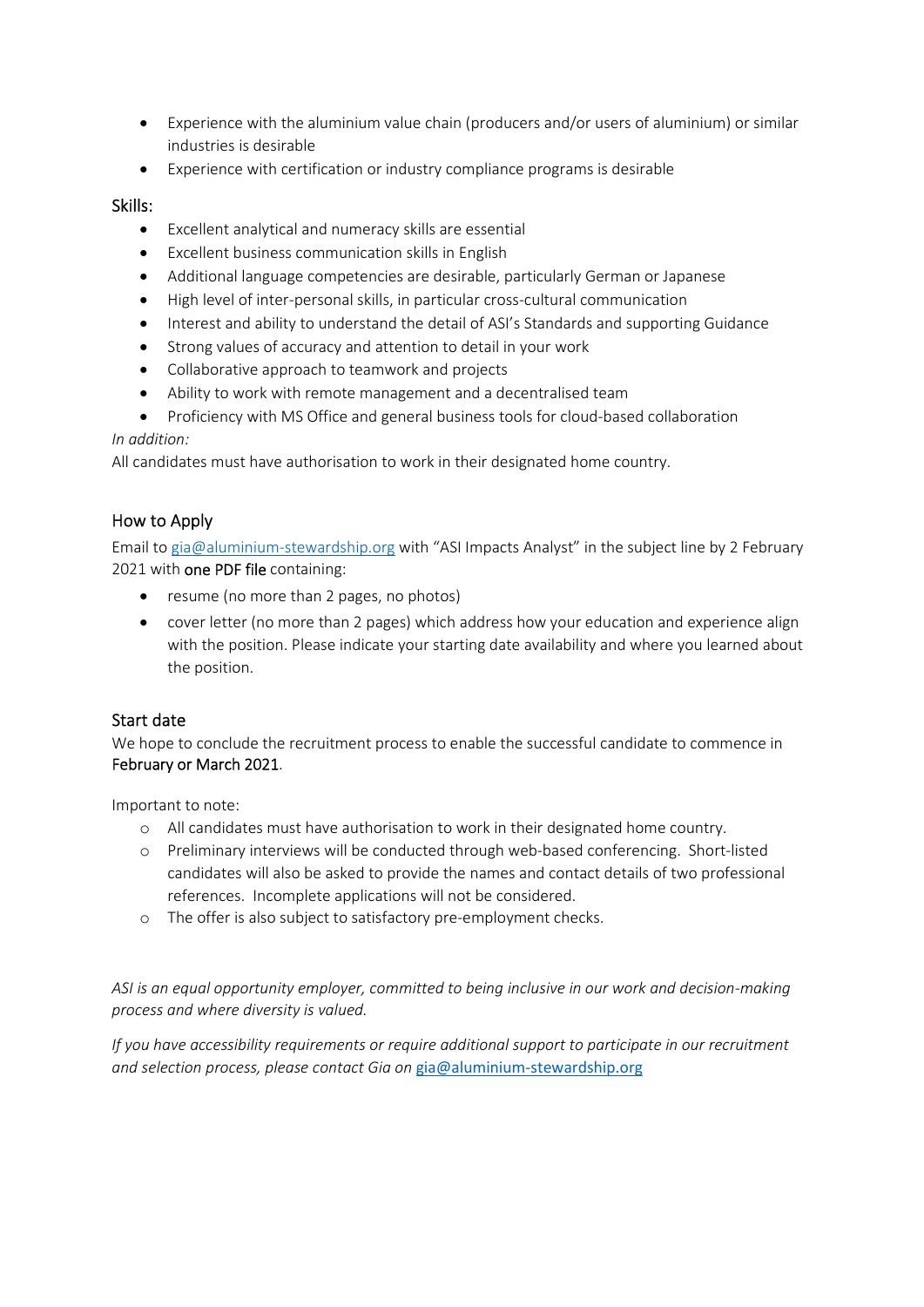- Experience with the aluminium value chain (producers and/or users of aluminium) or similar industries is desirable
- Experience with certification or industry compliance programs is desirable

## Skills:

- Excellent analytical and numeracy skills are essential
- Excellent business communication skills in English
- Additional language competencies are desirable, particularly German or Japanese
- High level of inter-personal skills, in particular cross-cultural communication
- Interest and ability to understand the detail of ASI's Standards and supporting Guidance
- Strong values of accuracy and attention to detail in your work
- Collaborative approach to teamwork and projects
- Ability to work with remote management and a decentralised team
- Proficiency with MS Office and general business tools for cloud-based collaboration

*In addition:*

All candidates must have authorisation to work in their designated home country.

## How to Apply

Email to gia@aluminium-stewardship.org with "ASI Impacts Analyst" in the subject line by 2 February 2021 with one PDF file containing:

- resume (no more than 2 pages, no photos)
- cover letter (no more than 2 pages) which address how your education and experience align with the position. Please indicate your starting date availability and where you learned about the position.

## Start date

We hope to conclude the recruitment process to enable the successful candidate to commence in February or March 2021.

Important to note:

- All candidates must have authorisation to work in their designated home country.
- Preliminary interviews will be conducted through web-based conferencing. Short-listed candidates will also be asked to provide the names and contact details of two professional references. Incomplete applications will not be considered.
- The offer is also subject to satisfactory pre-employment checks.

*ASI is an equal opportunity employer, committed to being inclusive in our work and decision-making process and where diversity is valued.*

*If you have accessibility requirements or require additional support to participate in our recruitment and selection process, please contact Gia on* gia@aluminium-stewardship.org